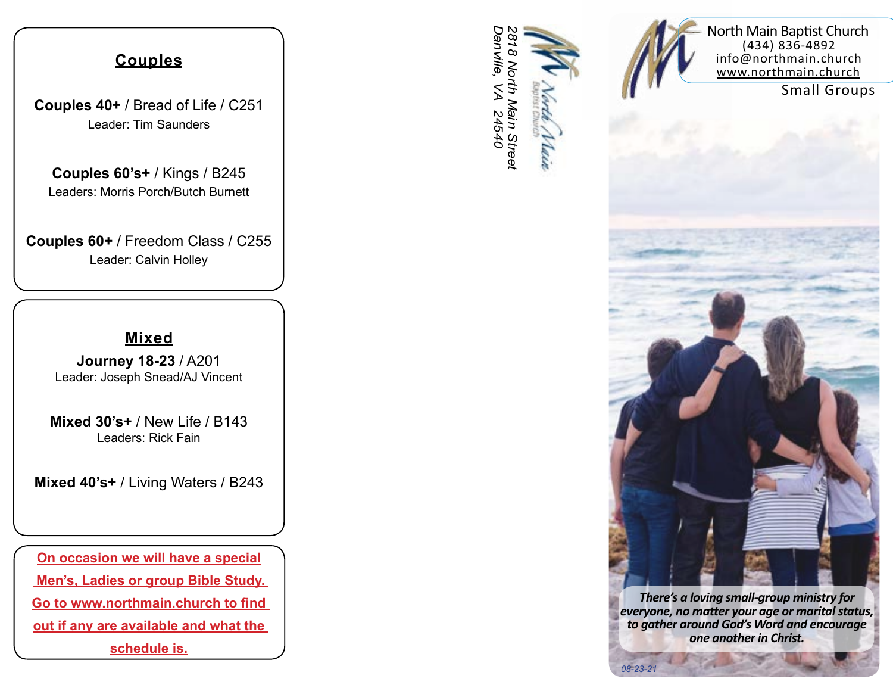## Couples

**Couples 40+** / Bread of Life / C251
Leader: Tim Saunders

**Couples 60's+** / Kings / B245
Leaders: Morris Porch/Butch Burnett

**Couples 60+** / Freedom Class / C255
Leader: Calvin Holley

## Mixed

**Journey 18-23** / A201
Leader: Joseph Snead/AJ Vincent

**Mixed 30's+** / New Life / B143
Leaders: Rick Fain

**Mixed 40's+** / Living Waters / B243

On occasion we will have a special Men's, Ladies or group Bible Study. Go to www.northmain.church to find out if any are available and what the schedule is.

*2818 North Main Street*
*Danville, VA 24540*

North Main Baptist Church
(434) 836-4892
info@northmain.church
www.northmain.church

Small Groups

***There's a loving small-group ministry for everyone, no matter your age or marital status, to gather around God's Word and encourage one another in Christ.***

*08-23-21*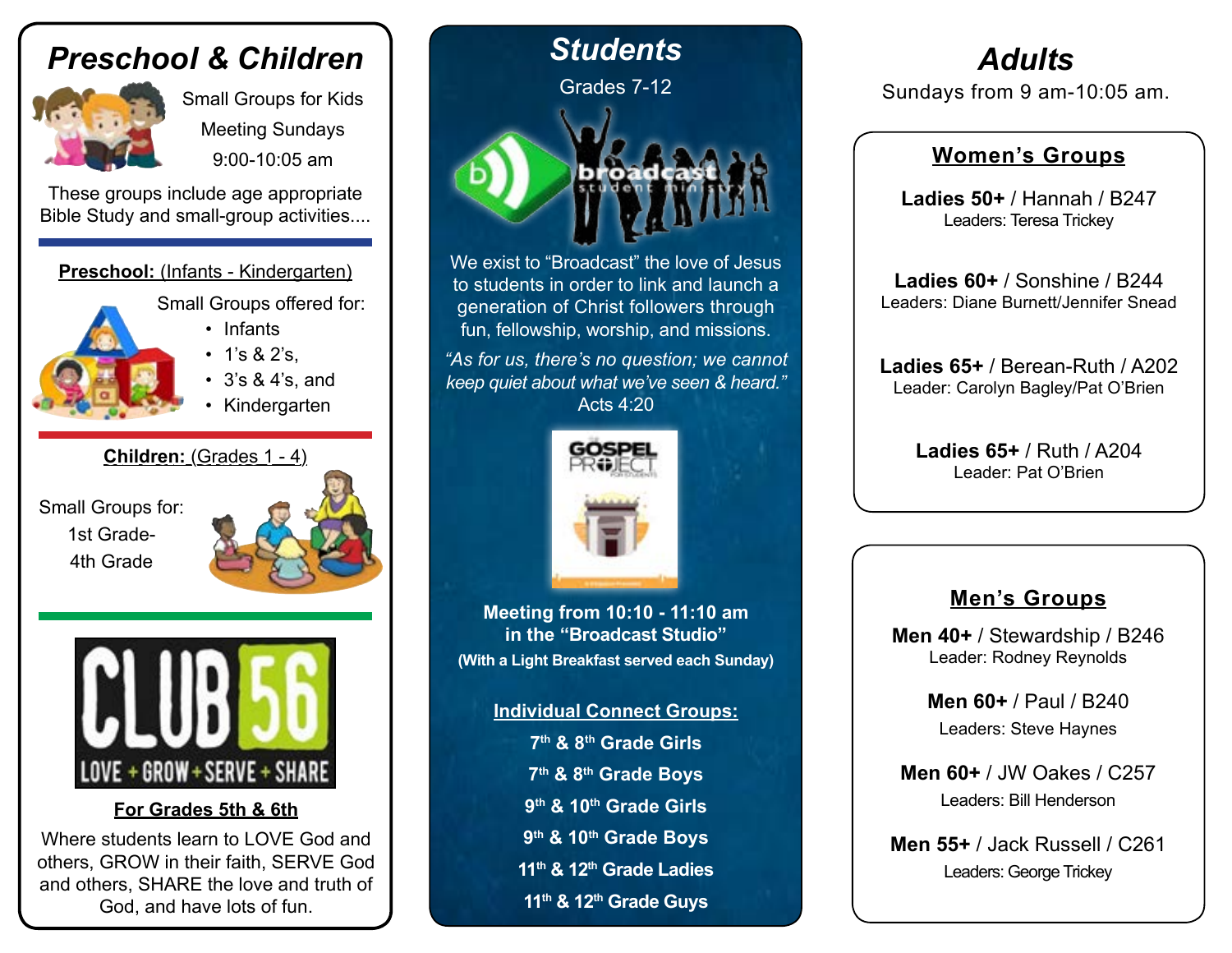# Preschool & Children

Small Groups for Kids
Meeting Sundays
9:00-10:05 am

These groups include age appropriate Bible Study and small-group activities....

**Preschool:** (Infants - Kindergarten)

Small Groups offered for:

- Infants
- 1's & 2's,
- 3's & 4's, and
- Kindergarten

**Children:** (Grades 1 - 4)

Small Groups for:
1st Grade-
4th Grade

CLUB 56
LOVE + GROW + SERVE + SHARE

**For Grades 5th & 6th**

Where students learn to LOVE God and others, GROW in their faith, SERVE God and others, SHARE the love and truth of God, and have lots of fun.

# Students

Grades 7-12

broadcast student ministry

We exist to "Broadcast" the love of Jesus to students in order to link and launch a generation of Christ followers through fun, fellowship, worship, and missions.

*"As for us, there's no question; we cannot keep quiet about what we've seen & heard."*
Acts 4:20

THE GOSPEL PROJECT FOR STUDENTS

**Meeting from 10:10 - 11:10 am in the "Broadcast Studio"**
**(With a Light Breakfast served each Sunday)**

**Individual Connect Groups:**

**7th & 8th Grade Girls**
**7th & 8th Grade Boys**
**9th & 10th Grade Girls**
**9th & 10th Grade Boys**
**11th & 12th Grade Ladies**
**11th & 12th Grade Guys**

# Adults

Sundays from 9 am-10:05 am.

## Women's Groups

**Ladies 50+** / Hannah / B247
Leaders: Teresa Trickey

**Ladies 60+** / Sonshine / B244
Leaders: Diane Burnett/Jennifer Snead

**Ladies 65+** / Berean-Ruth / A202
Leader: Carolyn Bagley/Pat O'Brien

**Ladies 65+** / Ruth / A204
Leader: Pat O'Brien

## Men's Groups

**Men 40+** / Stewardship / B246
Leader: Rodney Reynolds

**Men 60+** / Paul / B240
Leaders: Steve Haynes

**Men 60+** / JW Oakes / C257
Leaders: Bill Henderson

**Men 55+** / Jack Russell / C261
Leaders: George Trickey